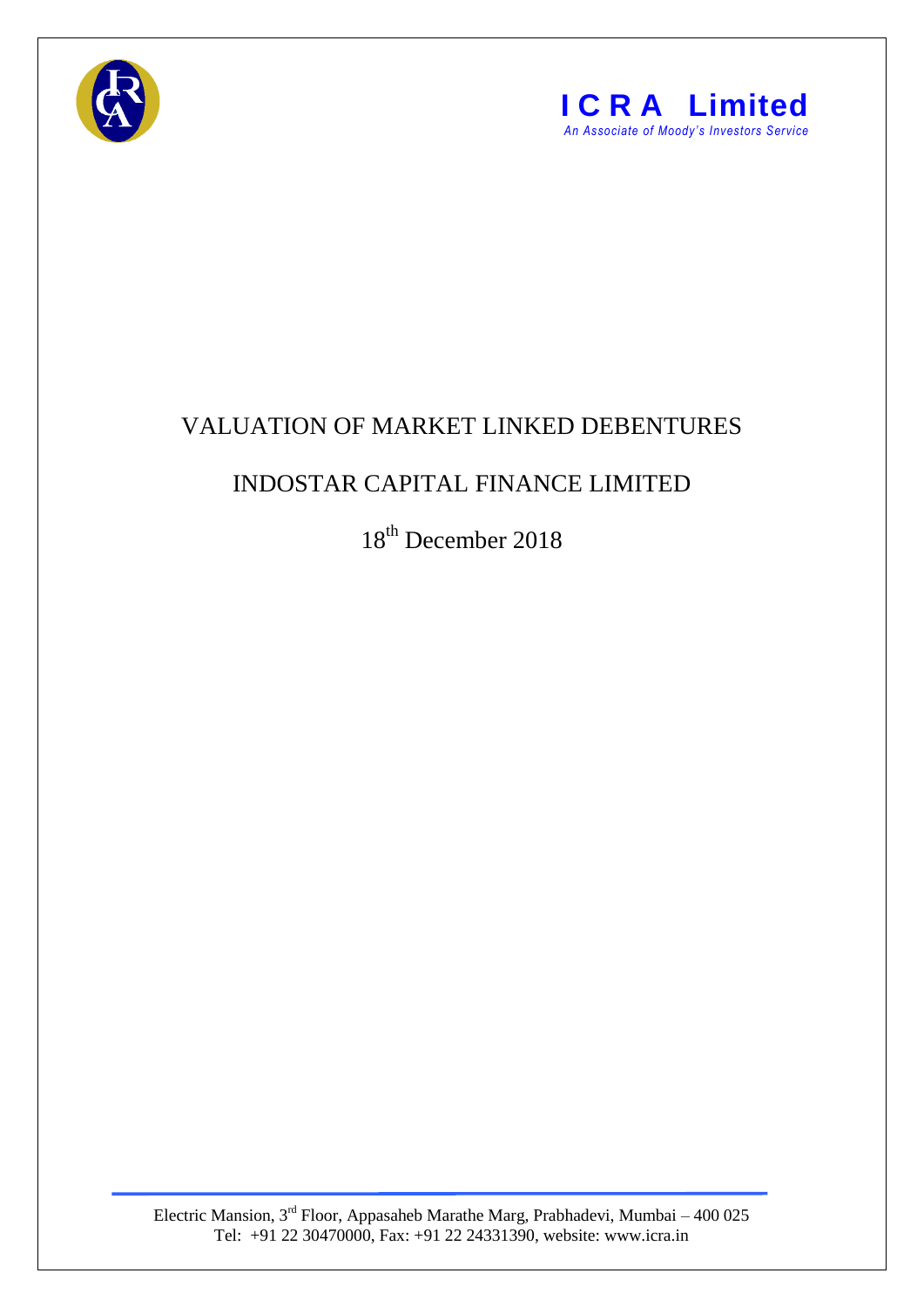**ICRA Limited**
*An Associate of Moody's Investors Service*

# VALUATION OF MARKET LINKED DEBENTURES

# INDOSTAR CAPITAL FINANCE LIMITED

18th December 2018

Electric Mansion, 3rd Floor, Appasaheb Marathe Marg, Prabhadevi, Mumbai – 400 025
Tel: +91 22 30470000, Fax: +91 22 24331390, website: www.icra.in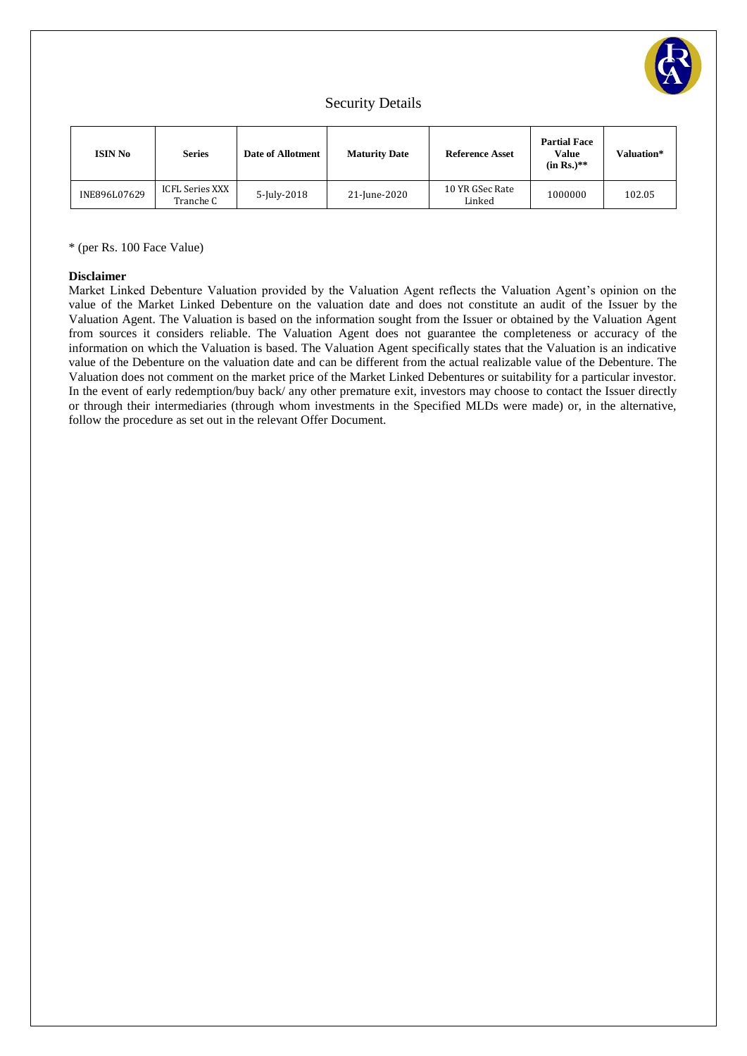## Security Details

| ISIN No | Series | Date of Allotment | Maturity Date | Reference Asset | Partial Face Value (in Rs.)** | Valuation* |
|---|---|---|---|---|---|---|
| INE896L07629 | ICFL Series XXX Tranche C | 5-July-2018 | 21-June-2020 | 10 YR GSec Rate Linked | 1000000 | 102.05 |

* (per Rs. 100 Face Value)

**Disclaimer**

Market Linked Debenture Valuation provided by the Valuation Agent reflects the Valuation Agent's opinion on the value of the Market Linked Debenture on the valuation date and does not constitute an audit of the Issuer by the Valuation Agent. The Valuation is based on the information sought from the Issuer or obtained by the Valuation Agent from sources it considers reliable. The Valuation Agent does not guarantee the completeness or accuracy of the information on which the Valuation is based. The Valuation Agent specifically states that the Valuation is an indicative value of the Debenture on the valuation date and can be different from the actual realizable value of the Debenture. The Valuation does not comment on the market price of the Market Linked Debentures or suitability for a particular investor. In the event of early redemption/buy back/ any other premature exit, investors may choose to contact the Issuer directly or through their intermediaries (through whom investments in the Specified MLDs were made) or, in the alternative, follow the procedure as set out in the relevant Offer Document.